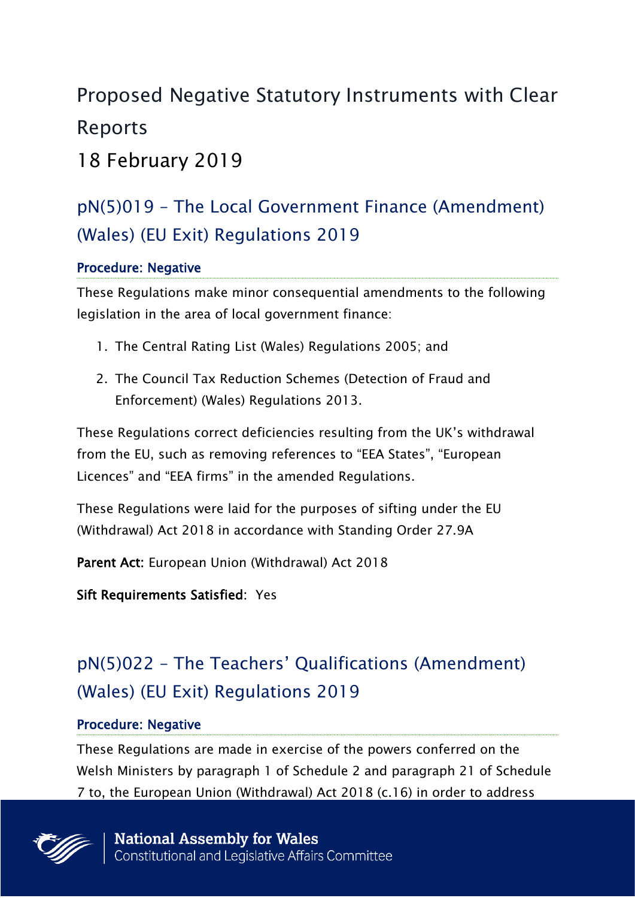# Proposed Negative Statutory Instruments with Clear Reports

# 18 February 2019

## pN(5)019 – The Local Government Finance (Amendment) (Wales) (EU Exit) Regulations 2019

### Procedure: Negative

These Regulations make minor consequential amendments to the following legislation in the area of local government finance:

1. The Central Rating List (Wales) Regulations 2005; and
2. The Council Tax Reduction Schemes (Detection of Fraud and Enforcement) (Wales) Regulations 2013.

These Regulations correct deficiencies resulting from the UK's withdrawal from the EU, such as removing references to "EEA States", "European Licences" and "EEA firms" in the amended Regulations.

These Regulations were laid for the purposes of sifting under the EU (Withdrawal) Act 2018 in accordance with Standing Order 27.9A

**Parent Act:** European Union (Withdrawal) Act 2018

**Sift Requirements Satisfied:** Yes

## pN(5)022 – The Teachers' Qualifications (Amendment) (Wales) (EU Exit) Regulations 2019

### Procedure: Negative

These Regulations are made in exercise of the powers conferred on the Welsh Ministers by paragraph 1 of Schedule 2 and paragraph 21 of Schedule 7 to, the European Union (Withdrawal) Act 2018 (c.16) in order to address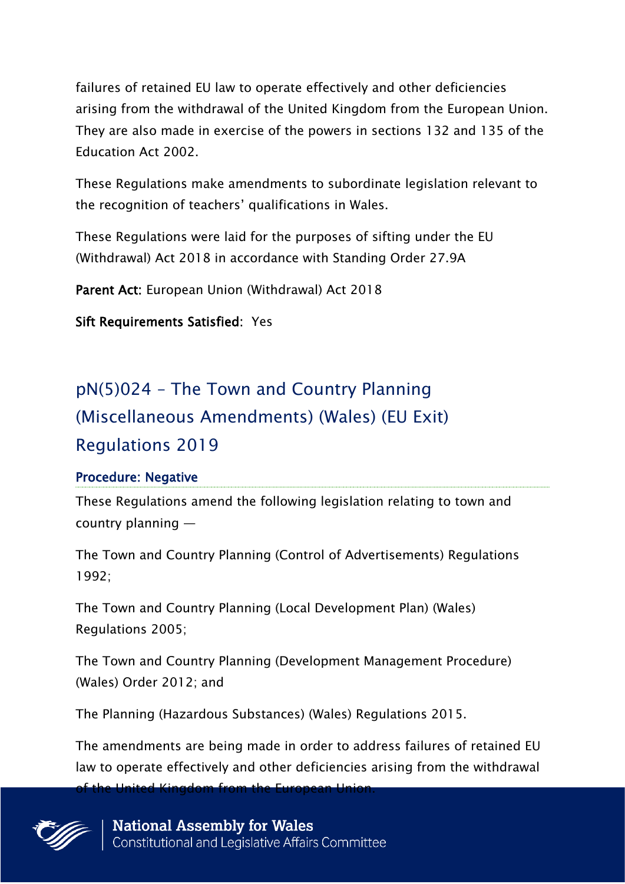failures of retained EU law to operate effectively and other deficiencies arising from the withdrawal of the United Kingdom from the European Union. They are also made in exercise of the powers in sections 132 and 135 of the Education Act 2002.

These Regulations make amendments to subordinate legislation relevant to the recognition of teachers' qualifications in Wales.

These Regulations were laid for the purposes of sifting under the EU (Withdrawal) Act 2018 in accordance with Standing Order 27.9A

**Parent Act:** European Union (Withdrawal) Act 2018

**Sift Requirements Satisfied**: Yes

## pN(5)024 – The Town and Country Planning (Miscellaneous Amendments) (Wales) (EU Exit) Regulations 2019

### Procedure: Negative

These Regulations amend the following legislation relating to town and country planning —

The Town and Country Planning (Control of Advertisements) Regulations 1992;

The Town and Country Planning (Local Development Plan) (Wales) Regulations 2005;

The Town and Country Planning (Development Management Procedure) (Wales) Order 2012; and

The Planning (Hazardous Substances) (Wales) Regulations 2015.

The amendments are being made in order to address failures of retained EU law to operate effectively and other deficiencies arising from the withdrawal of the United Kingdom from the European Union.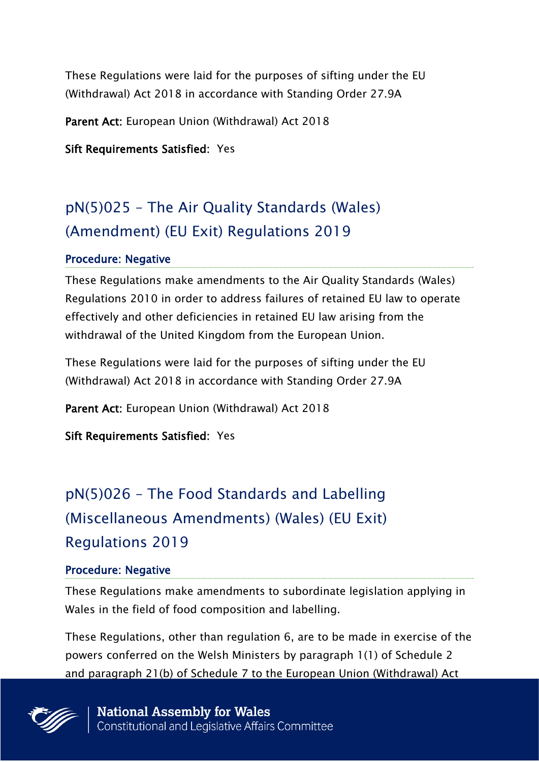These Regulations were laid for the purposes of sifting under the EU (Withdrawal) Act 2018 in accordance with Standing Order 27.9A

**Parent Act:** European Union (Withdrawal) Act 2018

**Sift Requirements Satisfied:** Yes

## pN(5)025 – The Air Quality Standards (Wales) (Amendment) (EU Exit) Regulations 2019

**Procedure: Negative**

These Regulations make amendments to the Air Quality Standards (Wales) Regulations 2010 in order to address failures of retained EU law to operate effectively and other deficiencies in retained EU law arising from the withdrawal of the United Kingdom from the European Union.

These Regulations were laid for the purposes of sifting under the EU (Withdrawal) Act 2018 in accordance with Standing Order 27.9A

**Parent Act:** European Union (Withdrawal) Act 2018

**Sift Requirements Satisfied:** Yes

## pN(5)026 – The Food Standards and Labelling (Miscellaneous Amendments) (Wales) (EU Exit) Regulations 2019

**Procedure: Negative**

These Regulations make amendments to subordinate legislation applying in Wales in the field of food composition and labelling.

These Regulations, other than regulation 6, are to be made in exercise of the powers conferred on the Welsh Ministers by paragraph 1(1) of Schedule 2 and paragraph 21(b) of Schedule 7 to the European Union (Withdrawal) Act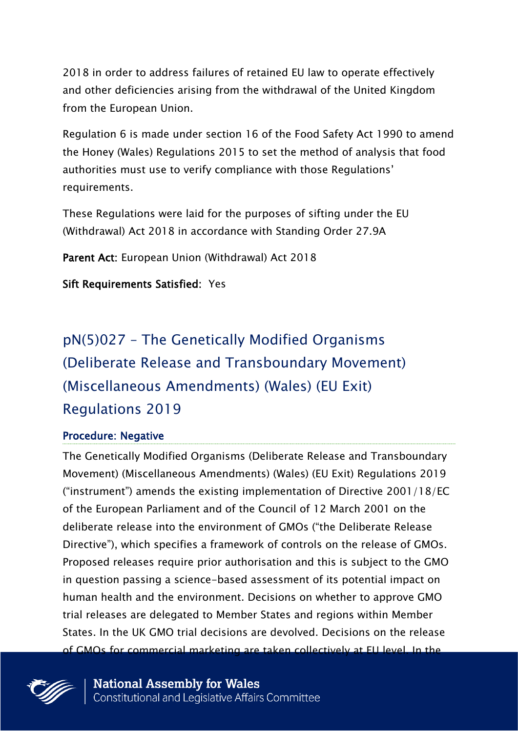2018 in order to address failures of retained EU law to operate effectively and other deficiencies arising from the withdrawal of the United Kingdom from the European Union.

Regulation 6 is made under section 16 of the Food Safety Act 1990 to amend the Honey (Wales) Regulations 2015 to set the method of analysis that food authorities must use to verify compliance with those Regulations' requirements.

These Regulations were laid for the purposes of sifting under the EU (Withdrawal) Act 2018 in accordance with Standing Order 27.9A

**Parent Act:** European Union (Withdrawal) Act 2018

**Sift Requirements Satisfied:** Yes

## pN(5)027 – The Genetically Modified Organisms (Deliberate Release and Transboundary Movement) (Miscellaneous Amendments) (Wales) (EU Exit) Regulations 2019

**Procedure: Negative**

The Genetically Modified Organisms (Deliberate Release and Transboundary Movement) (Miscellaneous Amendments) (Wales) (EU Exit) Regulations 2019 ("instrument") amends the existing implementation of Directive 2001/18/EC of the European Parliament and of the Council of 12 March 2001 on the deliberate release into the environment of GMOs ("the Deliberate Release Directive"), which specifies a framework of controls on the release of GMOs. Proposed releases require prior authorisation and this is subject to the GMO in question passing a science-based assessment of its potential impact on human health and the environment. Decisions on whether to approve GMO trial releases are delegated to Member States and regions within Member States. In the UK GMO trial decisions are devolved. Decisions on the release of GMOs for commercial marketing are taken collectively at EU level. In the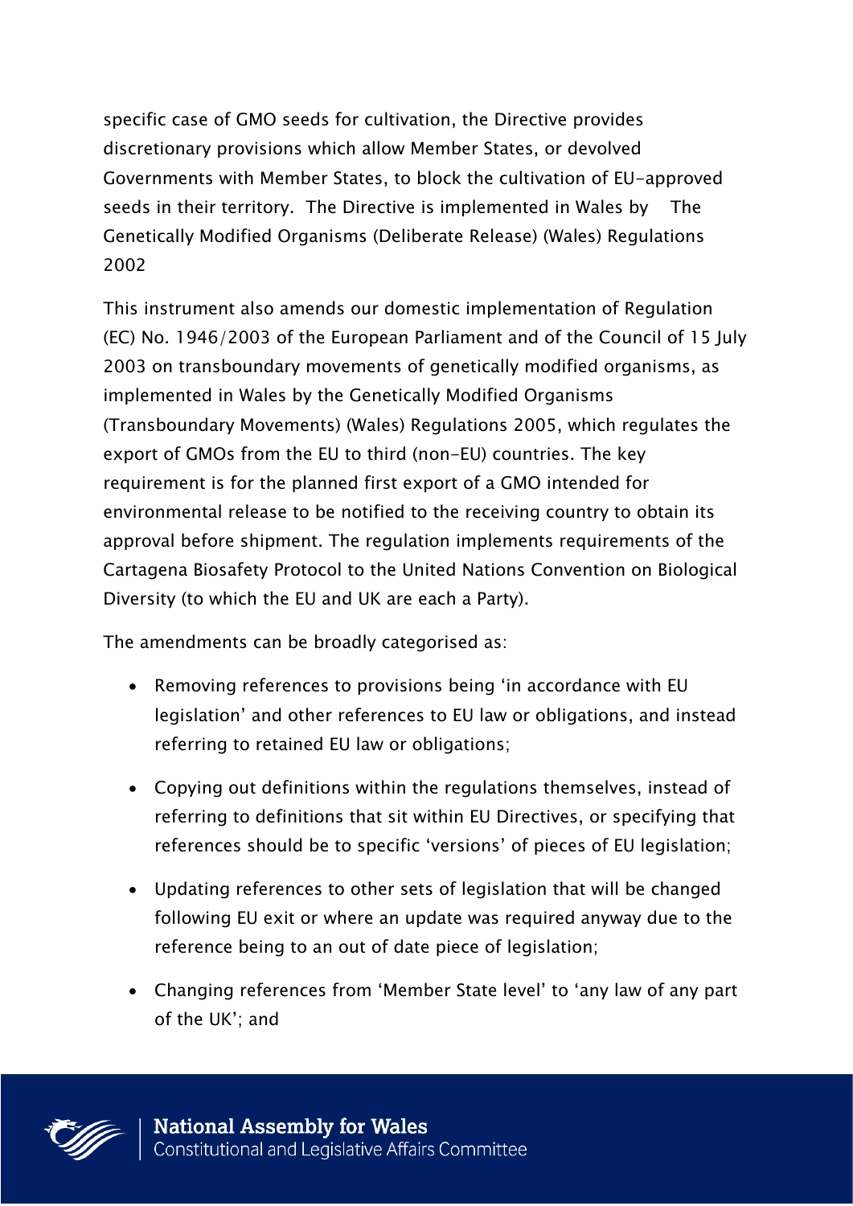specific case of GMO seeds for cultivation, the Directive provides discretionary provisions which allow Member States, or devolved Governments with Member States, to block the cultivation of EU-approved seeds in their territory. The Directive is implemented in Wales by The Genetically Modified Organisms (Deliberate Release) (Wales) Regulations 2002

This instrument also amends our domestic implementation of Regulation (EC) No. 1946/2003 of the European Parliament and of the Council of 15 July 2003 on transboundary movements of genetically modified organisms, as implemented in Wales by the Genetically Modified Organisms (Transboundary Movements) (Wales) Regulations 2005, which regulates the export of GMOs from the EU to third (non-EU) countries. The key requirement is for the planned first export of a GMO intended for environmental release to be notified to the receiving country to obtain its approval before shipment. The regulation implements requirements of the Cartagena Biosafety Protocol to the United Nations Convention on Biological Diversity (to which the EU and UK are each a Party).

The amendments can be broadly categorised as:

- Removing references to provisions being 'in accordance with EU legislation' and other references to EU law or obligations, and instead referring to retained EU law or obligations;
- Copying out definitions within the regulations themselves, instead of referring to definitions that sit within EU Directives, or specifying that references should be to specific 'versions' of pieces of EU legislation;
- Updating references to other sets of legislation that will be changed following EU exit or where an update was required anyway due to the reference being to an out of date piece of legislation;
- Changing references from 'Member State level' to 'any law of any part of the UK'; and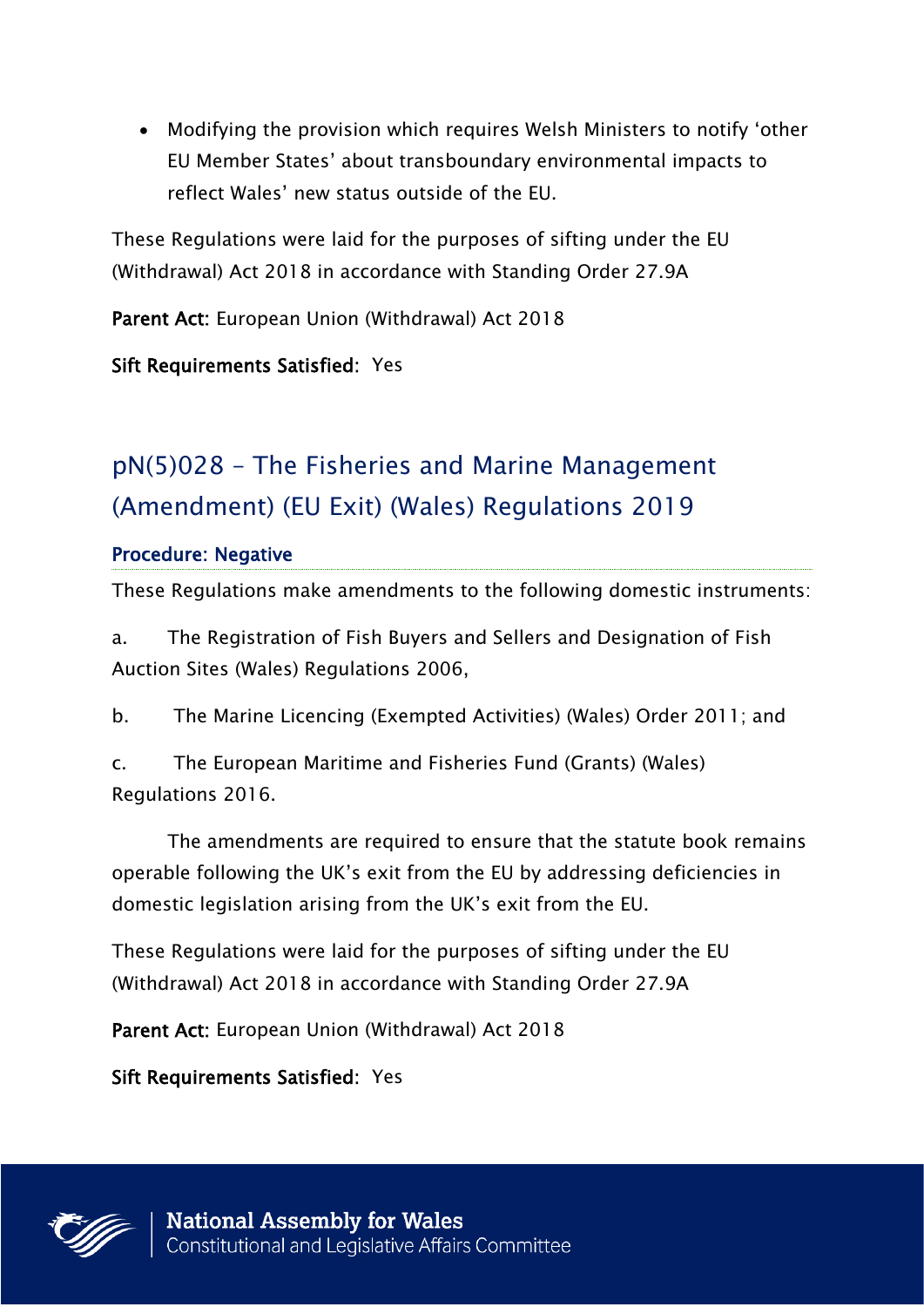- Modifying the provision which requires Welsh Ministers to notify 'other EU Member States' about transboundary environmental impacts to reflect Wales' new status outside of the EU.

These Regulations were laid for the purposes of sifting under the EU (Withdrawal) Act 2018 in accordance with Standing Order 27.9A

**Parent Act:** European Union (Withdrawal) Act 2018

**Sift Requirements Satisfied:** Yes

## pN(5)028 – The Fisheries and Marine Management (Amendment) (EU Exit) (Wales) Regulations 2019

**Procedure: Negative**

These Regulations make amendments to the following domestic instruments:

a. The Registration of Fish Buyers and Sellers and Designation of Fish Auction Sites (Wales) Regulations 2006,

b. The Marine Licencing (Exempted Activities) (Wales) Order 2011; and

c. The European Maritime and Fisheries Fund (Grants) (Wales) Regulations 2016.

The amendments are required to ensure that the statute book remains operable following the UK's exit from the EU by addressing deficiencies in domestic legislation arising from the UK's exit from the EU.

These Regulations were laid for the purposes of sifting under the EU (Withdrawal) Act 2018 in accordance with Standing Order 27.9A

**Parent Act:** European Union (Withdrawal) Act 2018

**Sift Requirements Satisfied:** Yes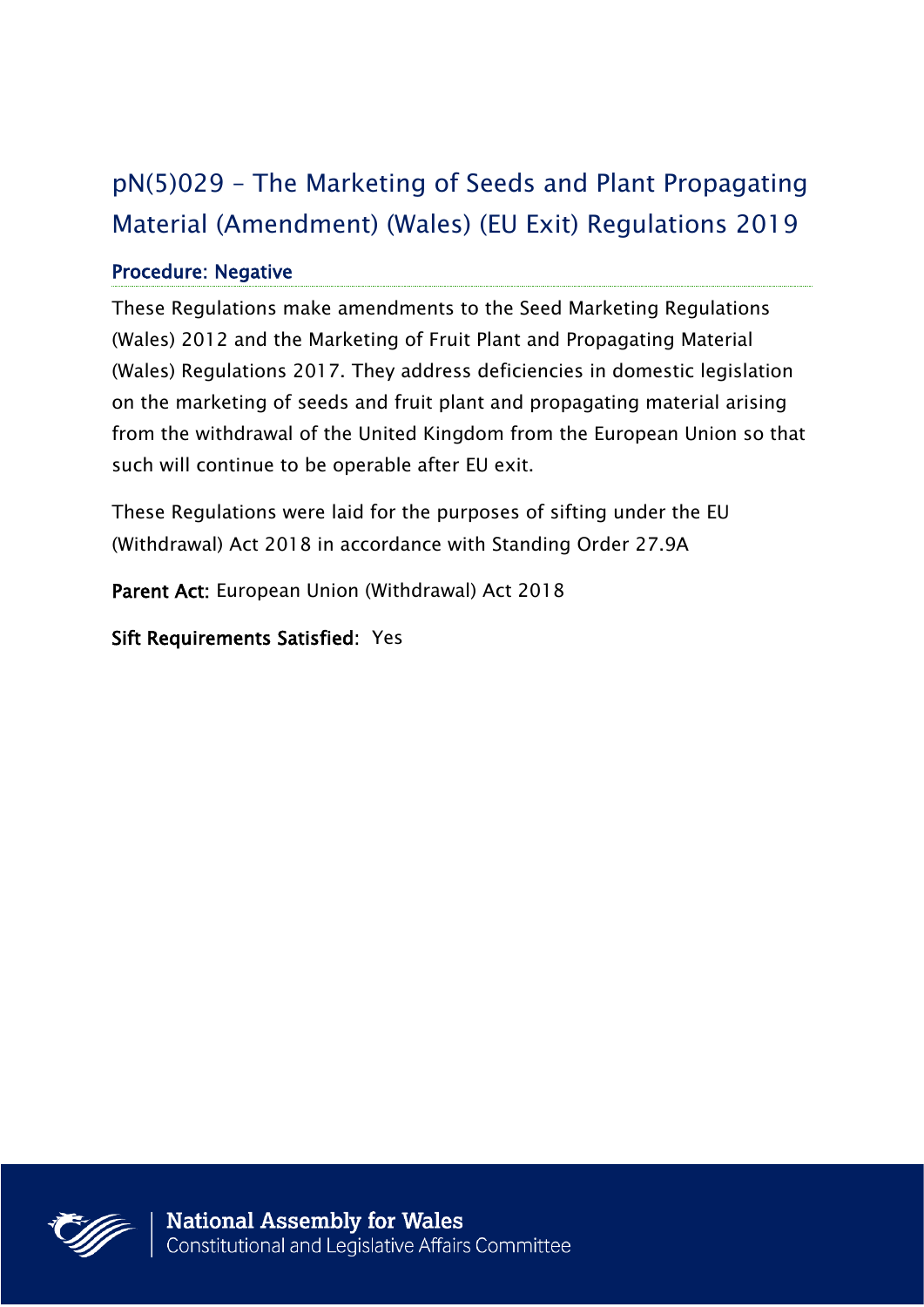## pN(5)029 – The Marketing of Seeds and Plant Propagating Material (Amendment) (Wales) (EU Exit) Regulations 2019

### Procedure: Negative

These Regulations make amendments to the Seed Marketing Regulations (Wales) 2012 and the Marketing of Fruit Plant and Propagating Material (Wales) Regulations 2017. They address deficiencies in domestic legislation on the marketing of seeds and fruit plant and propagating material arising from the withdrawal of the United Kingdom from the European Union so that such will continue to be operable after EU exit.

These Regulations were laid for the purposes of sifting under the EU (Withdrawal) Act 2018 in accordance with Standing Order 27.9A

**Parent Act:** European Union (Withdrawal) Act 2018

**Sift Requirements Satisfied:** Yes